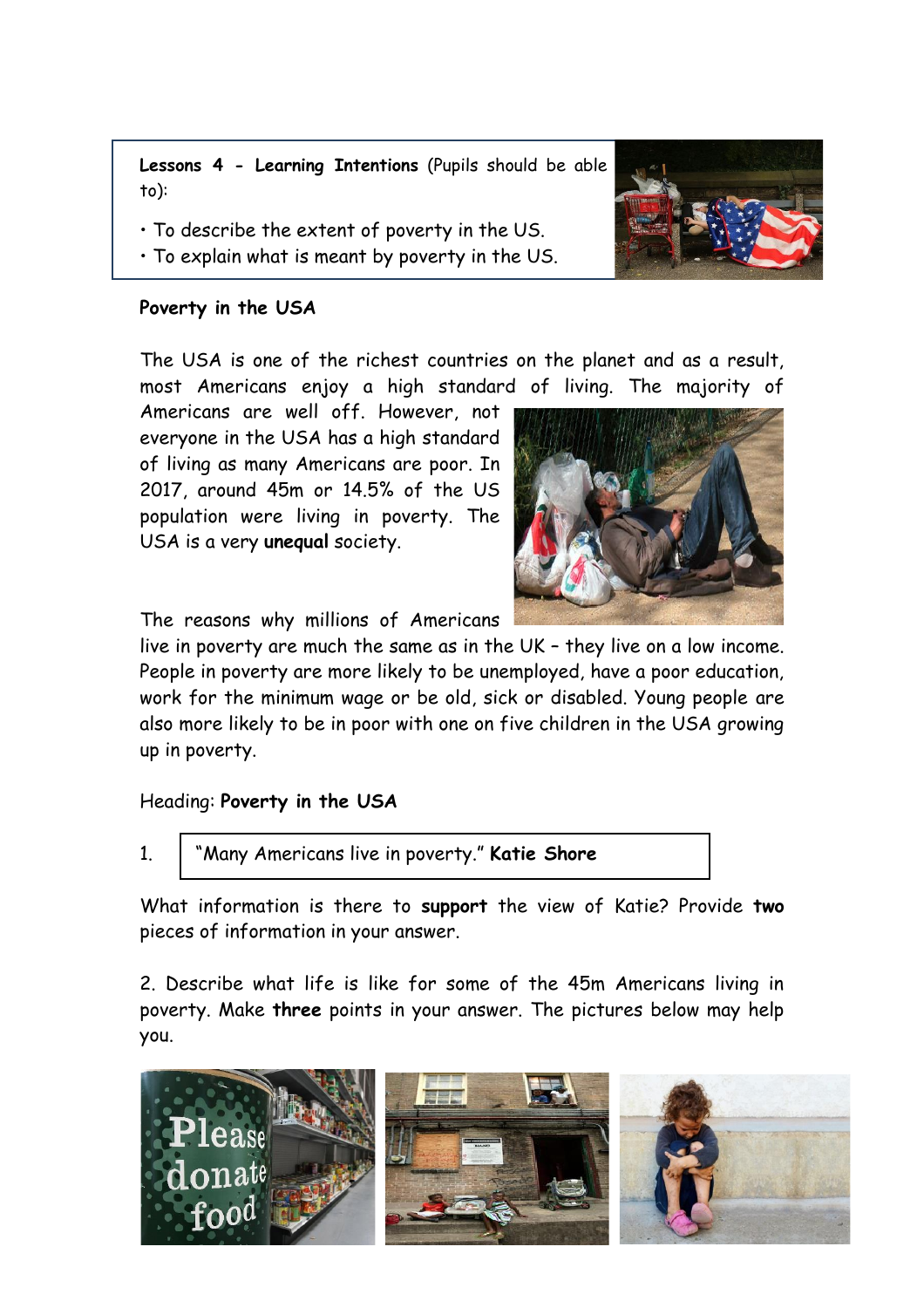**Lessons 4 - Learning Intentions** (Pupils should be able to):

- To describe the extent of poverty in the US.
- To explain what is meant by poverty in the US.

**Poverty in the USA**

The USA is one of the richest countries on the planet and as a result, most Americans enjoy a high standard of living. The majority of Americans are well off. However, not everyone in the USA has a high standard of living as many Americans are poor. In 2017, around 45m or 14.5% of the US population were living in poverty. The USA is a very **unequal** society.

The reasons why millions of Americans live in poverty are much the same as in the UK – they live on a low income. People in poverty are more likely to be unemployed, have a poor education, work for the minimum wage or be old, sick or disabled. Young people are also more likely to be in poor with one on five children in the USA growing up in poverty.

Heading: **Poverty in the USA**

1. "Many Americans live in poverty." **Katie Shore**

What information is there to **support** the view of Katie? Provide **two** pieces of information in your answer.

2. Describe what life is like for some of the 45m Americans living in poverty. Make **three** points in your answer. The pictures below may help you.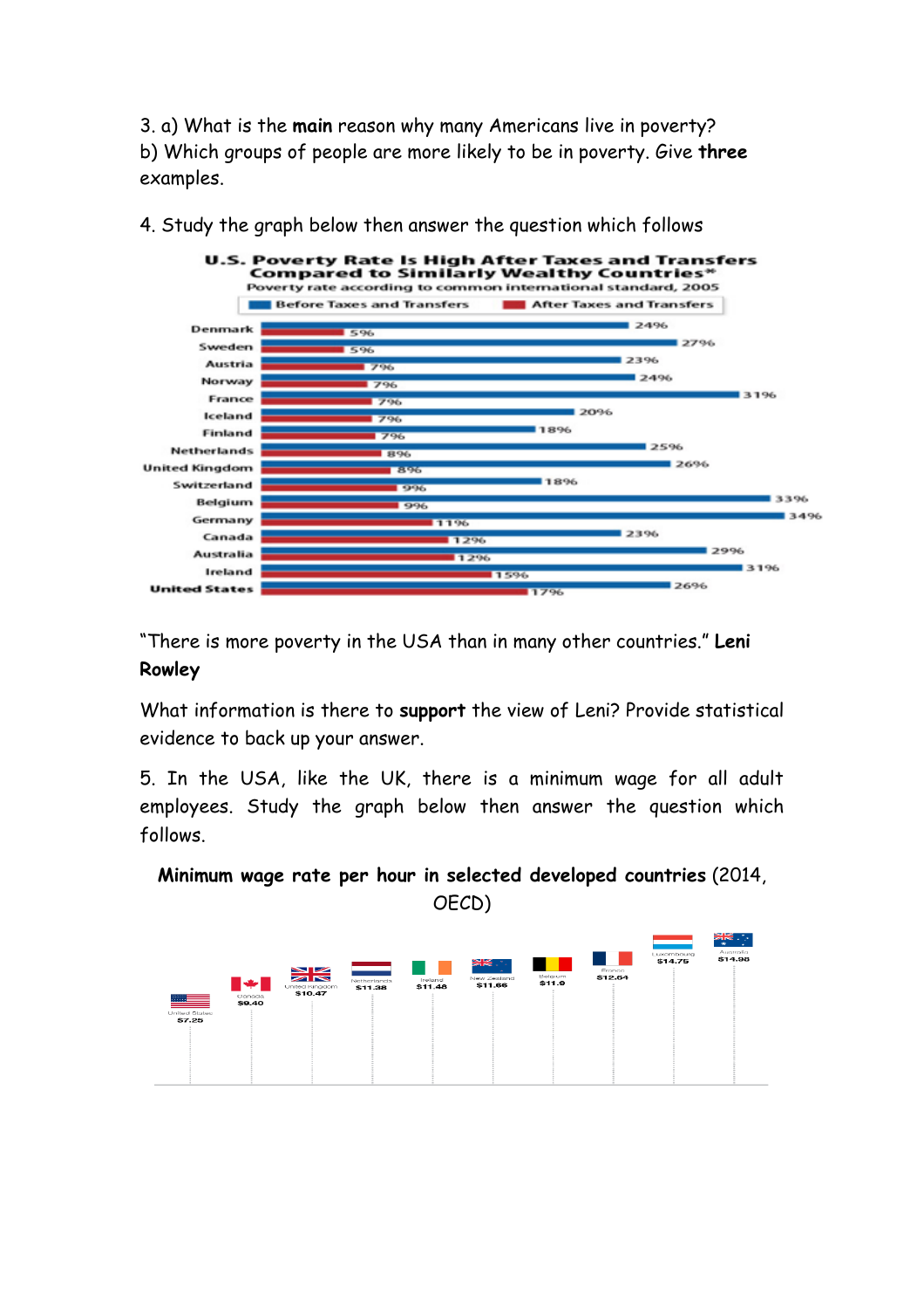3. a) What is the **main** reason why many Americans live in poverty?
b) Which groups of people are more likely to be in poverty. Give **three** examples.

4. Study the graph below then answer the question which follows

**U.S. Poverty Rate Is High After Taxes and Transfers Compared to Similarly Wealthy Countries***

Poverty rate according to common international standard, 2005

| Country | Before Taxes and Transfers | After Taxes and Transfers |
|---|---|---|
| Denmark | 24% | 5% |
| Sweden | 27% | 5% |
| Austria | 23% | 7% |
| Norway | 24% | 7% |
| France | 31% | 7% |
| Iceland | 20% | 7% |
| Finland | 18% | 7% |
| Netherlands | 25% | 8% |
| United Kingdom | 26% | 8% |
| Switzerland | 18% | 9% |
| Belgium | 33% | 9% |
| Germany | 34% | 11% |
| Canada | 23% | 12% |
| Australia | 29% | 12% |
| Ireland | 31% | 15% |
| **United States** | 26% | 17% |

"There is more poverty in the USA than in many other countries." **Leni Rowley**

What information is there to **support** the view of Leni? Provide statistical evidence to back up your answer.

5. In the USA, like the UK, there is a minimum wage for all adult employees. Study the graph below then answer the question which follows.

**Minimum wage rate per hour in selected developed countries** (2014, OECD)

| Country | Minimum wage per hour |
|---|---|
| United States | $7.25 |
| Canada | $9.40 |
| United Kingdom | $10.47 |
| Netherlands | $11.38 |
| Ireland | $11.48 |
| New Zealand | $11.66 |
| Belgium | $11.9 |
| France | $12.64 |
| Luxembourg | $14.75 |
| Australia | $14.98 |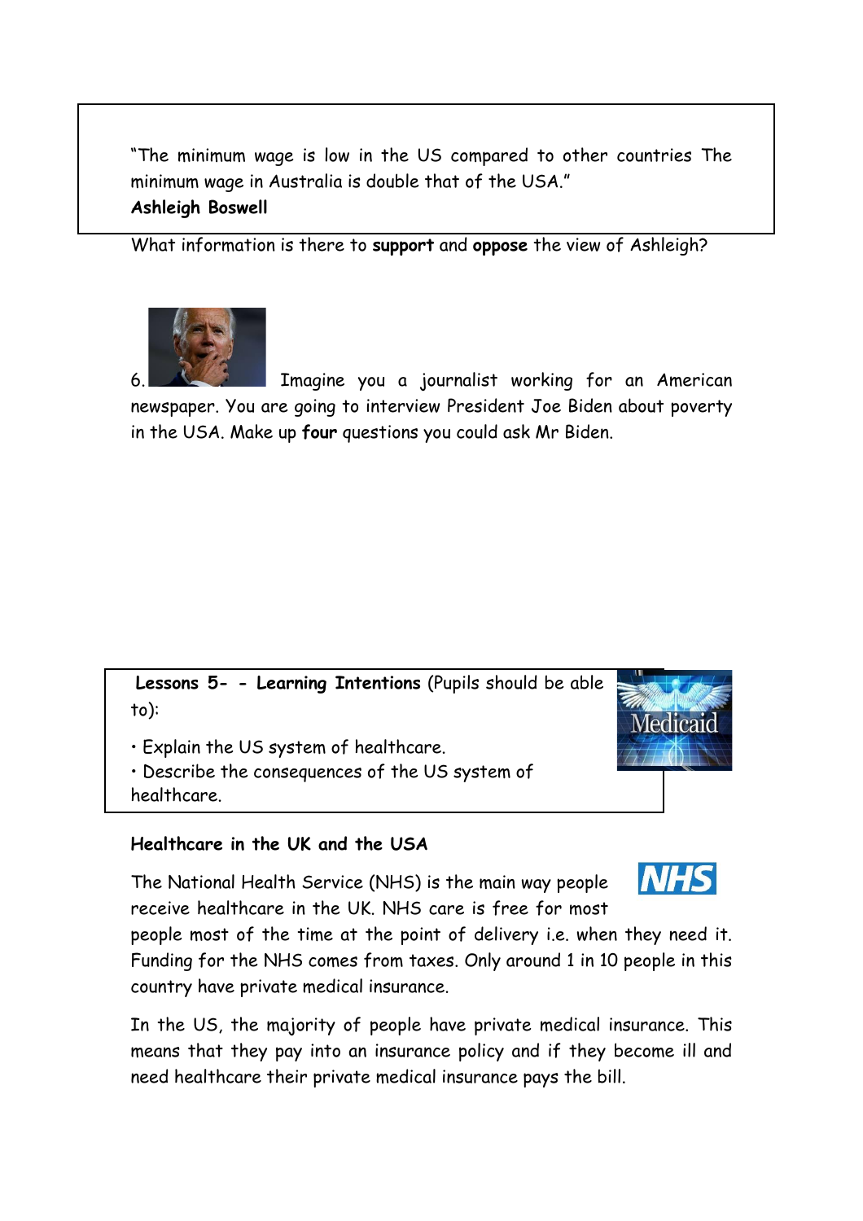"The minimum wage is low in the US compared to other countries The minimum wage in Australia is double that of the USA."
**Ashleigh Boswell**

What information is there to **support** and **oppose** the view of Ashleigh?

6. Imagine you a journalist working for an American newspaper. You are going to interview President Joe Biden about poverty in the USA. Make up **four** questions you could ask Mr Biden.

**Lessons 5- - Learning Intentions** (Pupils should be able to):

- Explain the US system of healthcare.
- Describe the consequences of the US system of healthcare.

**Healthcare in the UK and the USA**

The National Health Service (NHS) is the main way people receive healthcare in the UK. NHS care is free for most people most of the time at the point of delivery i.e. when they need it. Funding for the NHS comes from taxes. Only around 1 in 10 people in this country have private medical insurance.

In the US, the majority of people have private medical insurance. This means that they pay into an insurance policy and if they become ill and need healthcare their private medical insurance pays the bill.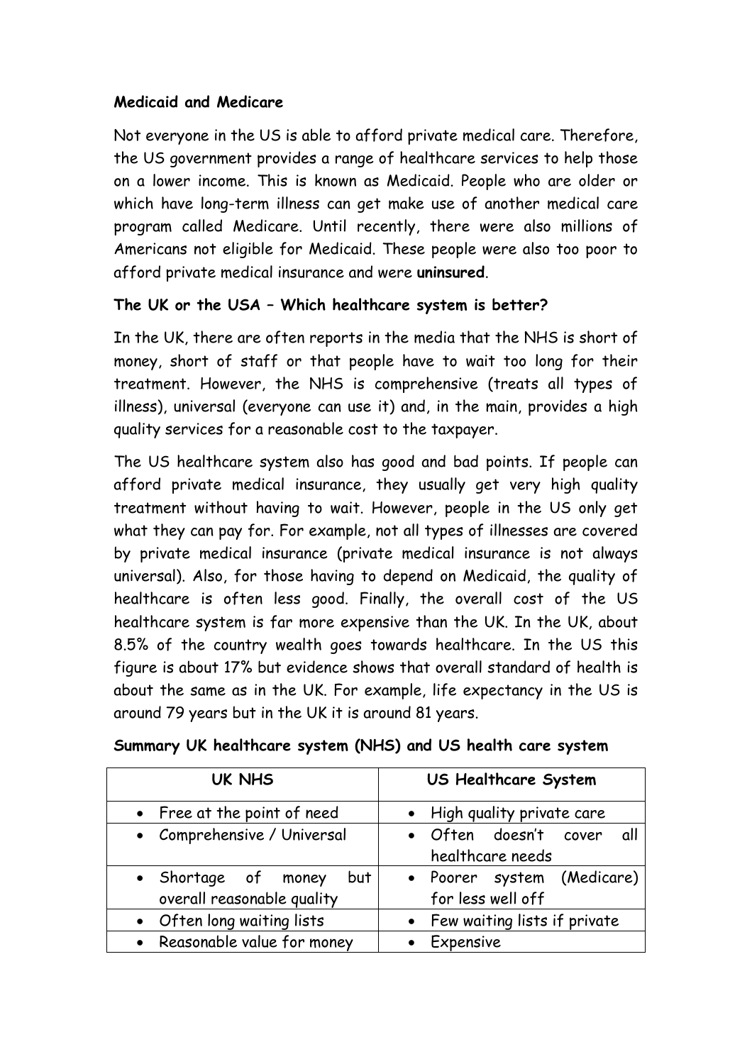**Medicaid and Medicare**

Not everyone in the US is able to afford private medical care. Therefore, the US government provides a range of healthcare services to help those on a lower income. This is known as Medicaid. People who are older or which have long-term illness can get make use of another medical care program called Medicare. Until recently, there were also millions of Americans not eligible for Medicaid. These people were also too poor to afford private medical insurance and were **uninsured**.

**The UK or the USA – Which healthcare system is better?**

In the UK, there are often reports in the media that the NHS is short of money, short of staff or that people have to wait too long for their treatment. However, the NHS is comprehensive (treats all types of illness), universal (everyone can use it) and, in the main, provides a high quality services for a reasonable cost to the taxpayer.

The US healthcare system also has good and bad points. If people can afford private medical insurance, they usually get very high quality treatment without having to wait. However, people in the US only get what they can pay for. For example, not all types of illnesses are covered by private medical insurance (private medical insurance is not always universal). Also, for those having to depend on Medicaid, the quality of healthcare is often less good. Finally, the overall cost of the US healthcare system is far more expensive than the UK. In the UK, about 8.5% of the country wealth goes towards healthcare. In the US this figure is about 17% but evidence shows that overall standard of health is about the same as in the UK. For example, life expectancy in the US is around 79 years but in the UK it is around 81 years.

**Summary UK healthcare system (NHS) and US health care system**

| UK NHS | US Healthcare System |
|---|---|
| • Free at the point of need | • High quality private care |
| • Comprehensive / Universal | • Often doesn't cover all healthcare needs |
| • Shortage of money but overall reasonable quality | • Poorer system (Medicare) for less well off |
| • Often long waiting lists | • Few waiting lists if private |
| • Reasonable value for money | • Expensive |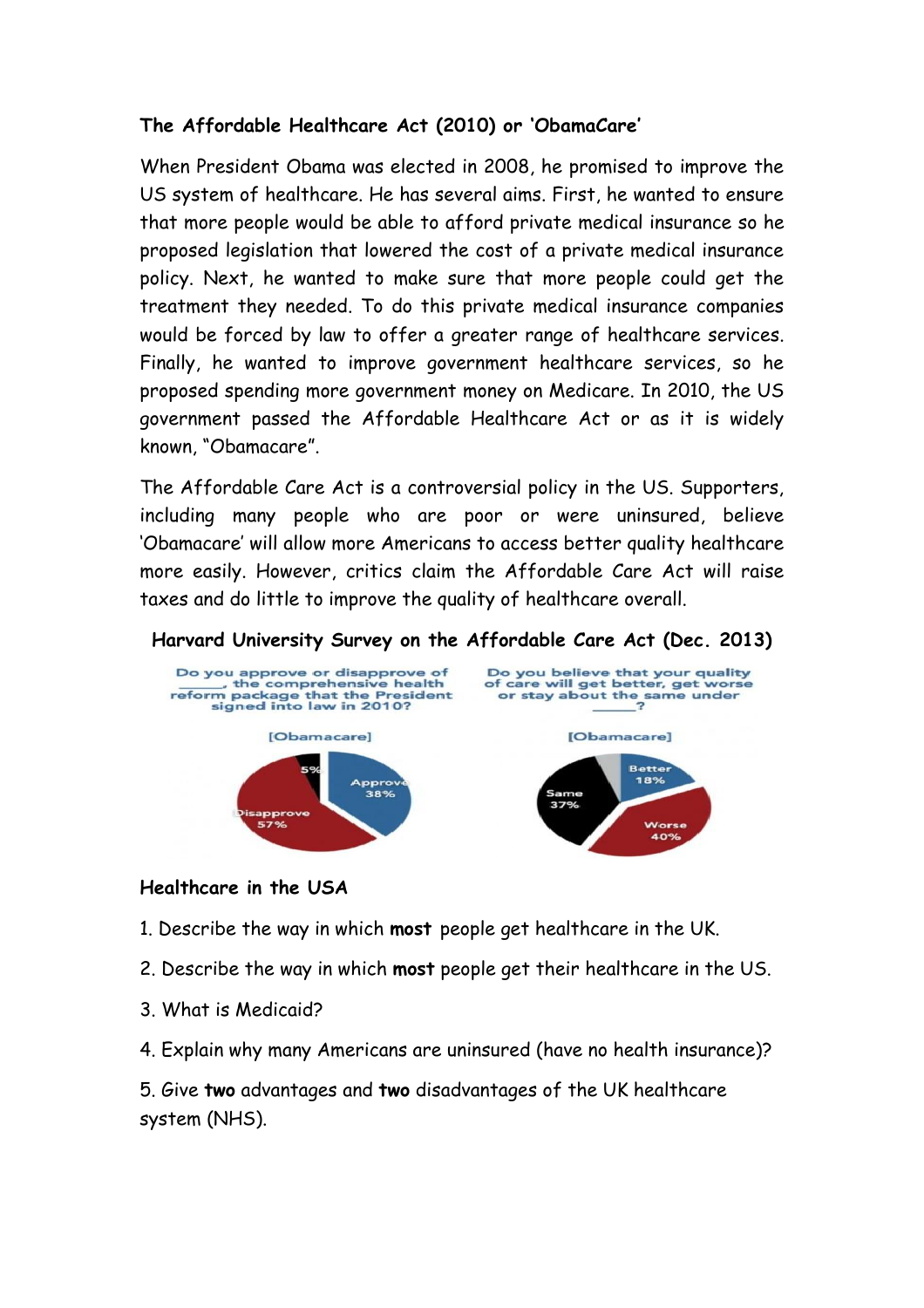**The Affordable Healthcare Act (2010) or 'ObamaCare'**

When President Obama was elected in 2008, he promised to improve the US system of healthcare. He has several aims. First, he wanted to ensure that more people would be able to afford private medical insurance so he proposed legislation that lowered the cost of a private medical insurance policy. Next, he wanted to make sure that more people could get the treatment they needed. To do this private medical insurance companies would be forced by law to offer a greater range of healthcare services. Finally, he wanted to improve government healthcare services, so he proposed spending more government money on Medicare. In 2010, the US government passed the Affordable Healthcare Act or as it is widely known, "Obamacare".

The Affordable Care Act is a controversial policy in the US. Supporters, including many people who are poor or were uninsured, believe 'Obamacare' will allow more Americans to access better quality healthcare more easily. However, critics claim the Affordable Care Act will raise taxes and do little to improve the quality of healthcare overall.

**Harvard University Survey on the Affordable Care Act (Dec. 2013)**

Do you approve or disapprove of \_\_\_\_\_, the comprehensive health reform package that the President signed into law in 2010?

[Obamacare]

- Approve 38%
- Disapprove 57%
- 5%

Do you believe that your quality of care will get better, get worse or stay about the same under \_\_\_\_\_?

[Obamacare]

- Better 18%
- Same 37%
- Worse 40%

**Healthcare in the USA**

1. Describe the way in which **most** people get healthcare in the UK.

2. Describe the way in which **most** people get their healthcare in the US.

3. What is Medicaid?

4. Explain why many Americans are uninsured (have no health insurance)?

5. Give **two** advantages and **two** disadvantages of the UK healthcare system (NHS).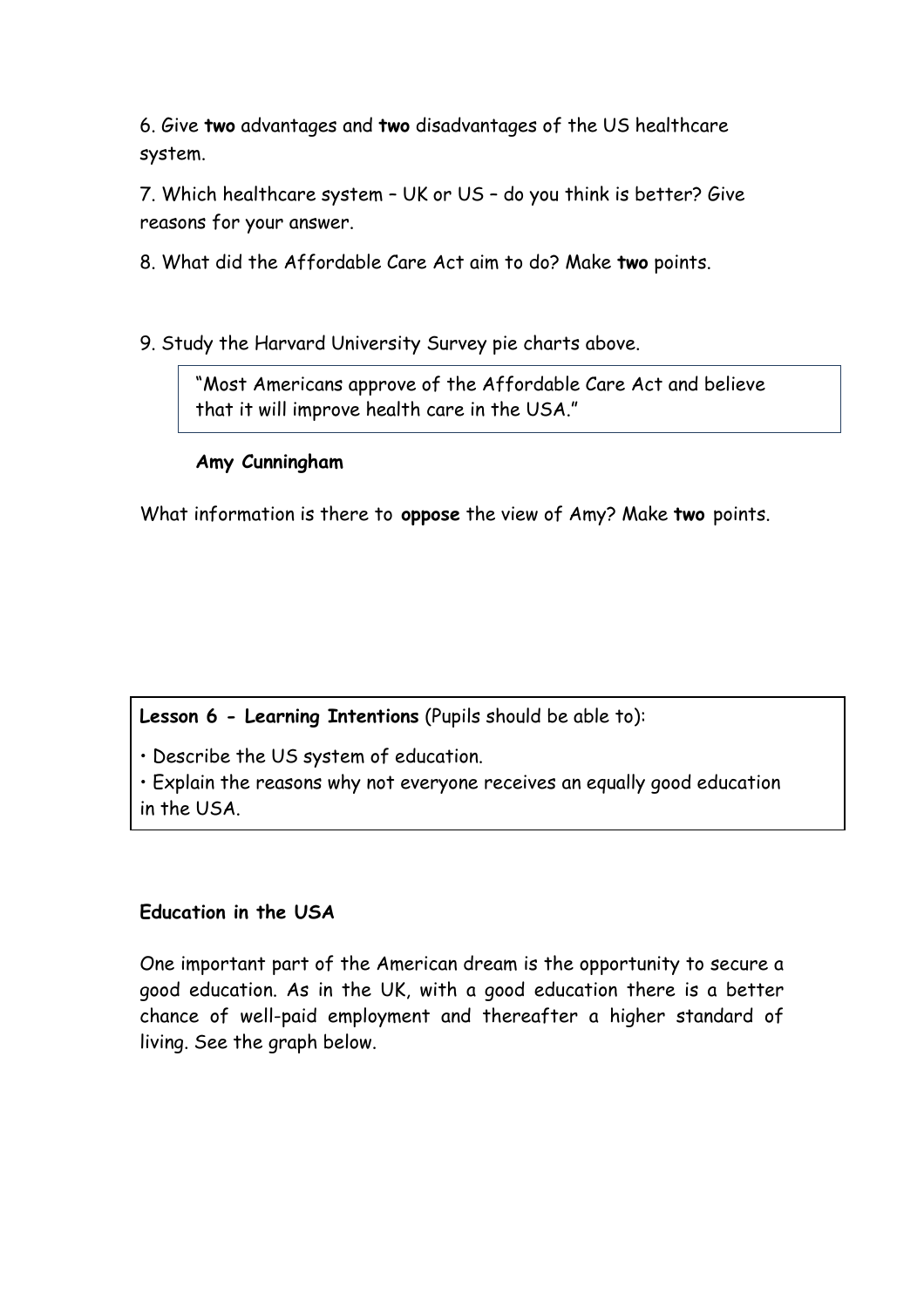6. Give **two** advantages and **two** disadvantages of the US healthcare system.

7. Which healthcare system – UK or US – do you think is better? Give reasons for your answer.

8. What did the Affordable Care Act aim to do? Make **two** points.

9. Study the Harvard University Survey pie charts above.

> "Most Americans approve of the Affordable Care Act and believe that it will improve health care in the USA."

**Amy Cunningham**

What information is there to **oppose** the view of Amy? Make **two** points.

**Lesson 6 - Learning Intentions** (Pupils should be able to):

- Describe the US system of education.
- Explain the reasons why not everyone receives an equally good education in the USA.

**Education in the USA**

One important part of the American dream is the opportunity to secure a good education. As in the UK, with a good education there is a better chance of well-paid employment and thereafter a higher standard of living. See the graph below.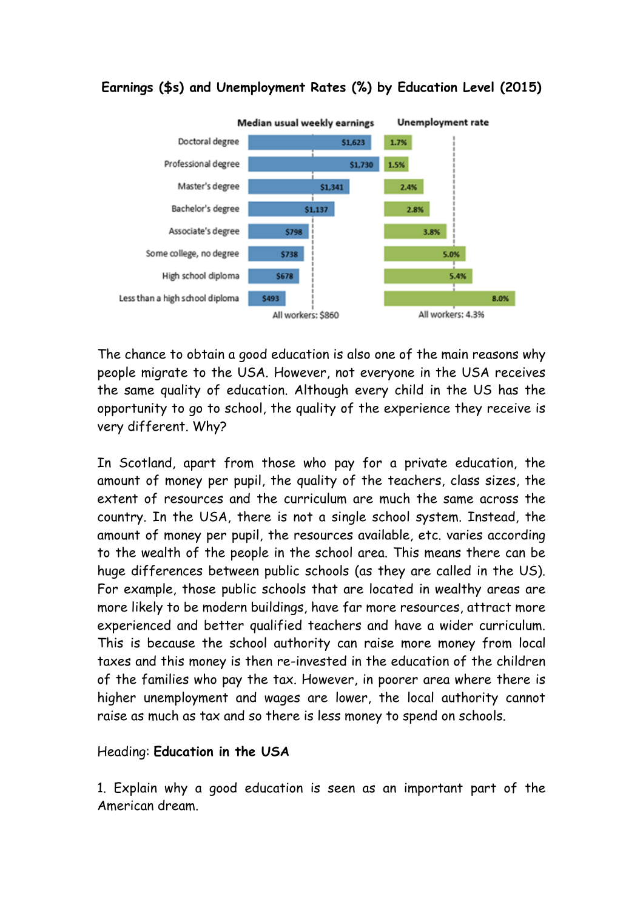**Earnings ($s) and Unemployment Rates (%) by Education Level (2015)**

| | Median usual weekly earnings | Unemployment rate |
|---|---|---|
| Doctoral degree | $1,623 | 1.7% |
| Professional degree | $1,730 | 1.5% |
| Master's degree | $1,341 | 2.4% |
| Bachelor's degree | $1,137 | 2.8% |
| Associate's degree | $798 | 3.8% |
| Some college, no degree | $738 | 5.0% |
| High school diploma | $678 | 5.4% |
| Less than a high school diploma | $493 | 8.0% |
| | All workers: $860 | All workers: 4.3% |

The chance to obtain a good education is also one of the main reasons why people migrate to the USA. However, not everyone in the USA receives the same quality of education. Although every child in the US has the opportunity to go to school, the quality of the experience they receive is very different. Why?

In Scotland, apart from those who pay for a private education, the amount of money per pupil, the quality of the teachers, class sizes, the extent of resources and the curriculum are much the same across the country. In the USA, there is not a single school system. Instead, the amount of money per pupil, the resources available, etc. varies according to the wealth of the people in the school area. This means there can be huge differences between public schools (as they are called in the US). For example, those public schools that are located in wealthy areas are more likely to be modern buildings, have far more resources, attract more experienced and better qualified teachers and have a wider curriculum. This is because the school authority can raise more money from local taxes and this money is then re-invested in the education of the children of the families who pay the tax. However, in poorer area where there is higher unemployment and wages are lower, the local authority cannot raise as much as tax and so there is less money to spend on schools.

Heading: **Education in the USA**

1. Explain why a good education is seen as an important part of the American dream.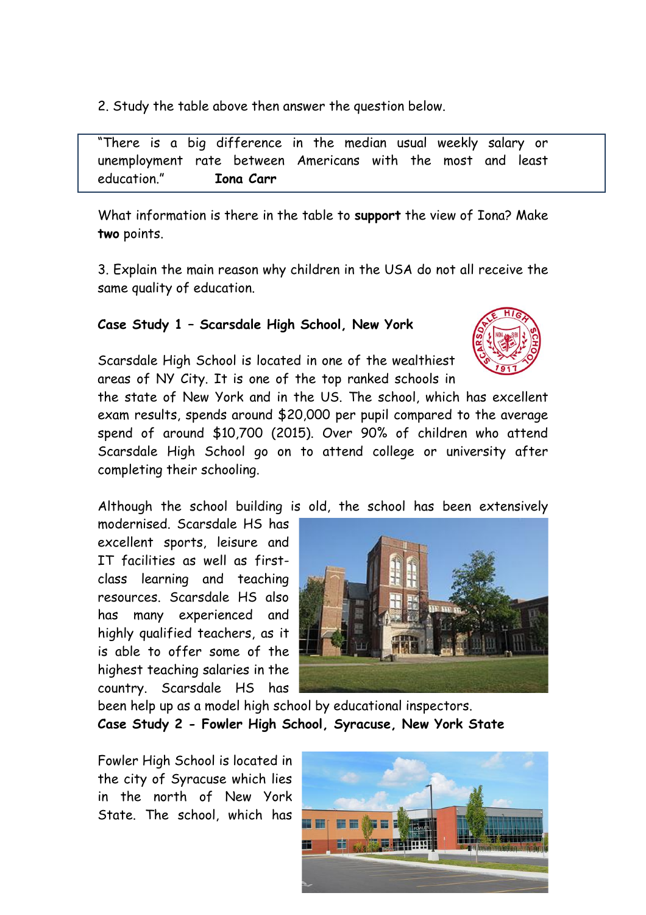2. Study the table above then answer the question below.

> "There is a big difference in the median usual weekly salary or unemployment rate between Americans with the most and least education." **Iona Carr**

What information is there in the table to **support** the view of Iona? Make **two** points.

3. Explain the main reason why children in the USA do not all receive the same quality of education.

**Case Study 1 – Scarsdale High School, New York**

Scarsdale High School is located in one of the wealthiest areas of NY City. It is one of the top ranked schools in the state of New York and in the US. The school, which has excellent exam results, spends around $20,000 per pupil compared to the average spend of around $10,700 (2015). Over 90% of children who attend Scarsdale High School go on to attend college or university after completing their schooling.

Although the school building is old, the school has been extensively modernised. Scarsdale HS has excellent sports, leisure and IT facilities as well as first-class learning and teaching resources. Scarsdale HS also has many experienced and highly qualified teachers, as it is able to offer some of the highest teaching salaries in the country. Scarsdale HS has been help up as a model high school by educational inspectors.

**Case Study 2 - Fowler High School, Syracuse, New York State**

Fowler High School is located in the city of Syracuse which lies in the north of New York State. The school, which has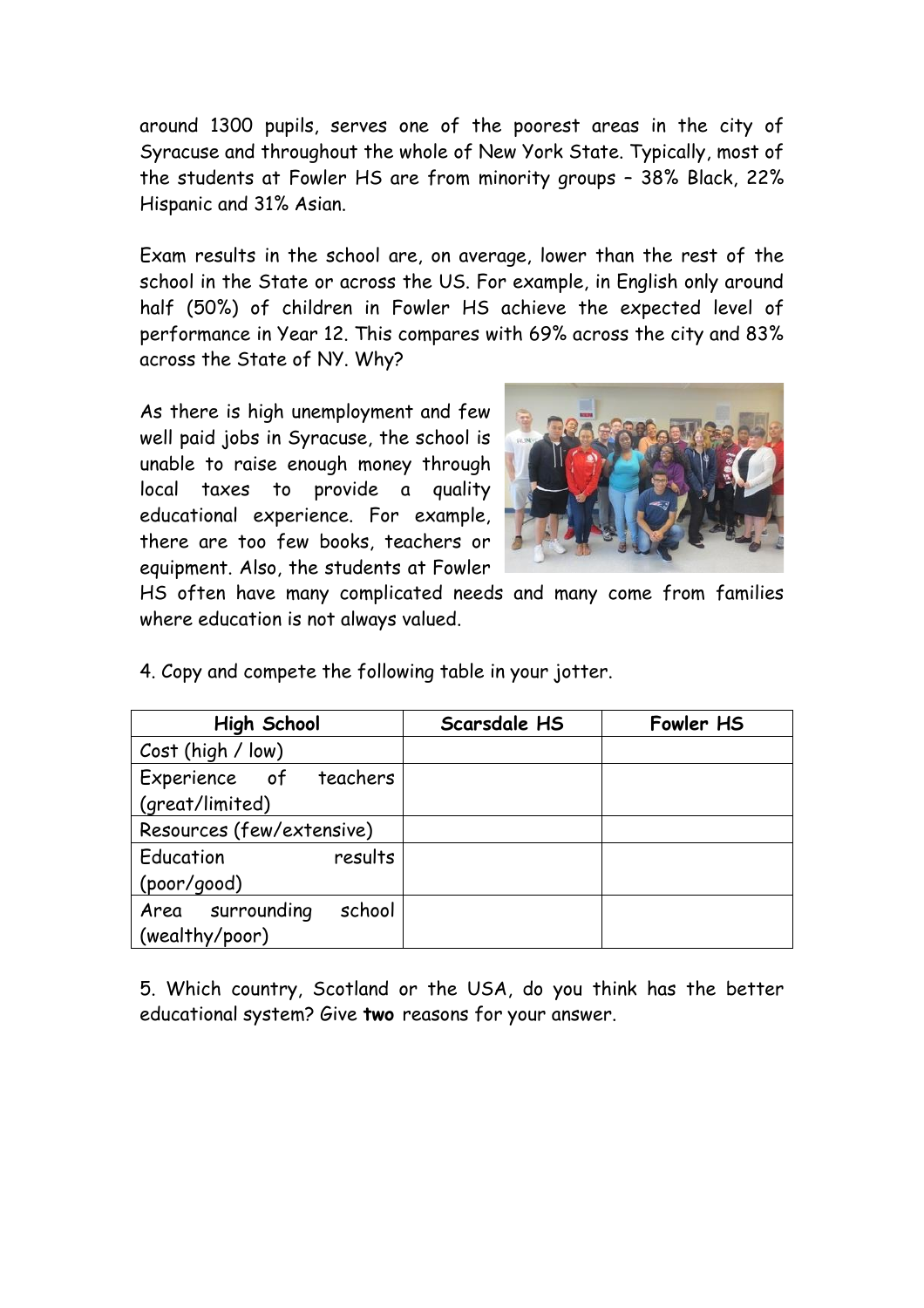around 1300 pupils, serves one of the poorest areas in the city of Syracuse and throughout the whole of New York State. Typically, most of the students at Fowler HS are from minority groups – 38% Black, 22% Hispanic and 31% Asian.

Exam results in the school are, on average, lower than the rest of the school in the State or across the US. For example, in English only around half (50%) of children in Fowler HS achieve the expected level of performance in Year 12. This compares with 69% across the city and 83% across the State of NY. Why?

As there is high unemployment and few well paid jobs in Syracuse, the school is unable to raise enough money through local taxes to provide a quality educational experience. For example, there are too few books, teachers or equipment. Also, the students at Fowler HS often have many complicated needs and many come from families where education is not always valued.

4. Copy and compete the following table in your jotter.

| High School | Scarsdale HS | Fowler HS |
|---|---|---|
| Cost (high / low) | | |
| Experience of teachers (great/limited) | | |
| Resources (few/extensive) | | |
| Education results (poor/good) | | |
| Area surrounding school (wealthy/poor) | | |

5. Which country, Scotland or the USA, do you think has the better educational system? Give **two** reasons for your answer.